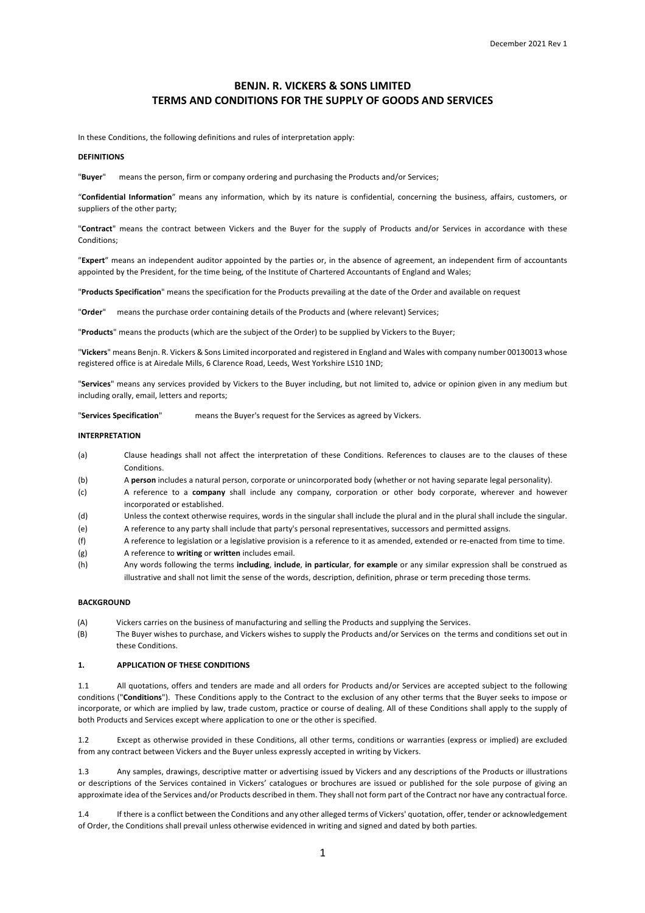# BENJN. R. VICKERS & SONS LIMITED
# TERMS AND CONDITIONS FOR THE SUPPLY OF GOODS AND SERVICES

In these Conditions, the following definitions and rules of interpretation apply:

**DEFINITIONS**

"**Buyer**" means the person, firm or company ordering and purchasing the Products and/or Services;

"**Confidential Information**" means any information, which by its nature is confidential, concerning the business, affairs, customers, or suppliers of the other party;

"**Contract**" means the contract between Vickers and the Buyer for the supply of Products and/or Services in accordance with these Conditions;

"**Expert**" means an independent auditor appointed by the parties or, in the absence of agreement, an independent firm of accountants appointed by the President, for the time being, of the Institute of Chartered Accountants of England and Wales;

"**Products Specification**" means the specification for the Products prevailing at the date of the Order and available on request

"**Order**" means the purchase order containing details of the Products and (where relevant) Services;

"**Products**" means the products (which are the subject of the Order) to be supplied by Vickers to the Buyer;

"**Vickers**" means Benjn. R. Vickers & Sons Limited incorporated and registered in England and Wales with company number 00130013 whose registered office is at Airedale Mills, 6 Clarence Road, Leeds, West Yorkshire LS10 1ND;

"**Services**" means any services provided by Vickers to the Buyer including, but not limited to, advice or opinion given in any medium but including orally, email, letters and reports;

"**Services Specification**" means the Buyer's request for the Services as agreed by Vickers.

**INTERPRETATION**

(a) Clause headings shall not affect the interpretation of these Conditions. References to clauses are to the clauses of these Conditions.

(b) A **person** includes a natural person, corporate or unincorporated body (whether or not having separate legal personality).

(c) A reference to a **company** shall include any company, corporation or other body corporate, wherever and however incorporated or established.

(d) Unless the context otherwise requires, words in the singular shall include the plural and in the plural shall include the singular.

(e) A reference to any party shall include that party's personal representatives, successors and permitted assigns.

(f) A reference to legislation or a legislative provision is a reference to it as amended, extended or re-enacted from time to time.

(g) A reference to **writing** or **written** includes email.

(h) Any words following the terms **including**, **include**, **in particular**, **for example** or any similar expression shall be construed as illustrative and shall not limit the sense of the words, description, definition, phrase or term preceding those terms.

**BACKGROUND**

(A) Vickers carries on the business of manufacturing and selling the Products and supplying the Services.

(B) The Buyer wishes to purchase, and Vickers wishes to supply the Products and/or Services on the terms and conditions set out in these Conditions.

## 1. APPLICATION OF THESE CONDITIONS

1.1 All quotations, offers and tenders are made and all orders for Products and/or Services are accepted subject to the following conditions ("**Conditions**"). These Conditions apply to the Contract to the exclusion of any other terms that the Buyer seeks to impose or incorporate, or which are implied by law, trade custom, practice or course of dealing. All of these Conditions shall apply to the supply of both Products and Services except where application to one or the other is specified.

1.2 Except as otherwise provided in these Conditions, all other terms, conditions or warranties (express or implied) are excluded from any contract between Vickers and the Buyer unless expressly accepted in writing by Vickers.

1.3 Any samples, drawings, descriptive matter or advertising issued by Vickers and any descriptions of the Products or illustrations or descriptions of the Services contained in Vickers' catalogues or brochures are issued or published for the sole purpose of giving an approximate idea of the Services and/or Products described in them. They shall not form part of the Contract nor have any contractual force.

1.4 If there is a conflict between the Conditions and any other alleged terms of Vickers' quotation, offer, tender or acknowledgement of Order, the Conditions shall prevail unless otherwise evidenced in writing and signed and dated by both parties.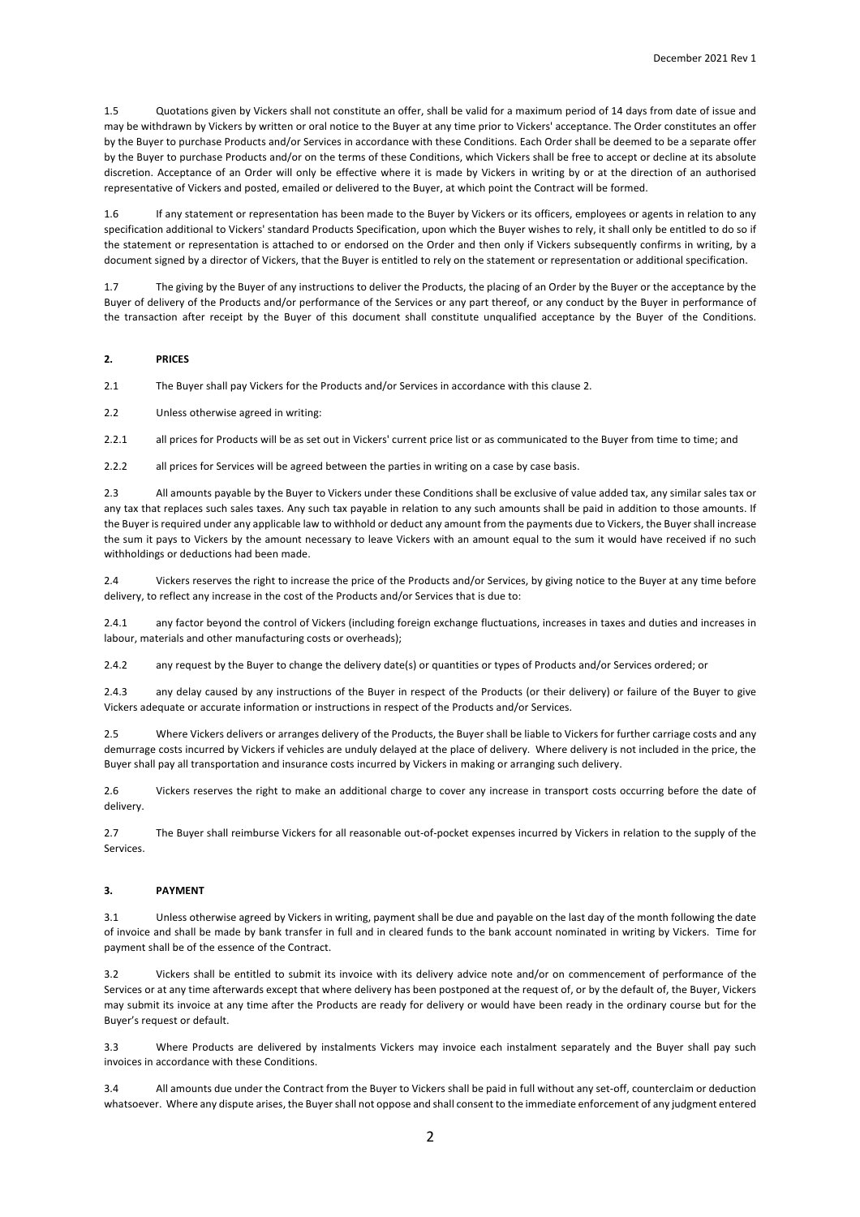1.5 Quotations given by Vickers shall not constitute an offer, shall be valid for a maximum period of 14 days from date of issue and may be withdrawn by Vickers by written or oral notice to the Buyer at any time prior to Vickers' acceptance. The Order constitutes an offer by the Buyer to purchase Products and/or Services in accordance with these Conditions. Each Order shall be deemed to be a separate offer by the Buyer to purchase Products and/or on the terms of these Conditions, which Vickers shall be free to accept or decline at its absolute discretion. Acceptance of an Order will only be effective where it is made by Vickers in writing by or at the direction of an authorised representative of Vickers and posted, emailed or delivered to the Buyer, at which point the Contract will be formed.

1.6 If any statement or representation has been made to the Buyer by Vickers or its officers, employees or agents in relation to any specification additional to Vickers' standard Products Specification, upon which the Buyer wishes to rely, it shall only be entitled to do so if the statement or representation is attached to or endorsed on the Order and then only if Vickers subsequently confirms in writing, by a document signed by a director of Vickers, that the Buyer is entitled to rely on the statement or representation or additional specification.

1.7 The giving by the Buyer of any instructions to deliver the Products, the placing of an Order by the Buyer or the acceptance by the Buyer of delivery of the Products and/or performance of the Services or any part thereof, or any conduct by the Buyer in performance of the transaction after receipt by the Buyer of this document shall constitute unqualified acceptance by the Buyer of the Conditions.

## 2. PRICES

2.1 The Buyer shall pay Vickers for the Products and/or Services in accordance with this clause 2.

2.2 Unless otherwise agreed in writing:

2.2.1 all prices for Products will be as set out in Vickers' current price list or as communicated to the Buyer from time to time; and

2.2.2 all prices for Services will be agreed between the parties in writing on a case by case basis.

2.3 All amounts payable by the Buyer to Vickers under these Conditions shall be exclusive of value added tax, any similar sales tax or any tax that replaces such sales taxes. Any such tax payable in relation to any such amounts shall be paid in addition to those amounts. If the Buyer is required under any applicable law to withhold or deduct any amount from the payments due to Vickers, the Buyer shall increase the sum it pays to Vickers by the amount necessary to leave Vickers with an amount equal to the sum it would have received if no such withholdings or deductions had been made.

2.4 Vickers reserves the right to increase the price of the Products and/or Services, by giving notice to the Buyer at any time before delivery, to reflect any increase in the cost of the Products and/or Services that is due to:

2.4.1 any factor beyond the control of Vickers (including foreign exchange fluctuations, increases in taxes and duties and increases in labour, materials and other manufacturing costs or overheads);

2.4.2 any request by the Buyer to change the delivery date(s) or quantities or types of Products and/or Services ordered; or

2.4.3 any delay caused by any instructions of the Buyer in respect of the Products (or their delivery) or failure of the Buyer to give Vickers adequate or accurate information or instructions in respect of the Products and/or Services.

2.5 Where Vickers delivers or arranges delivery of the Products, the Buyer shall be liable to Vickers for further carriage costs and any demurrage costs incurred by Vickers if vehicles are unduly delayed at the place of delivery. Where delivery is not included in the price, the Buyer shall pay all transportation and insurance costs incurred by Vickers in making or arranging such delivery.

2.6 Vickers reserves the right to make an additional charge to cover any increase in transport costs occurring before the date of delivery.

2.7 The Buyer shall reimburse Vickers for all reasonable out-of-pocket expenses incurred by Vickers in relation to the supply of the Services.

## 3. PAYMENT

3.1 Unless otherwise agreed by Vickers in writing, payment shall be due and payable on the last day of the month following the date of invoice and shall be made by bank transfer in full and in cleared funds to the bank account nominated in writing by Vickers. Time for payment shall be of the essence of the Contract.

3.2 Vickers shall be entitled to submit its invoice with its delivery advice note and/or on commencement of performance of the Services or at any time afterwards except that where delivery has been postponed at the request of, or by the default of, the Buyer, Vickers may submit its invoice at any time after the Products are ready for delivery or would have been ready in the ordinary course but for the Buyer's request or default.

3.3 Where Products are delivered by instalments Vickers may invoice each instalment separately and the Buyer shall pay such invoices in accordance with these Conditions.

3.4 All amounts due under the Contract from the Buyer to Vickers shall be paid in full without any set-off, counterclaim or deduction whatsoever. Where any dispute arises, the Buyer shall not oppose and shall consent to the immediate enforcement of any judgment entered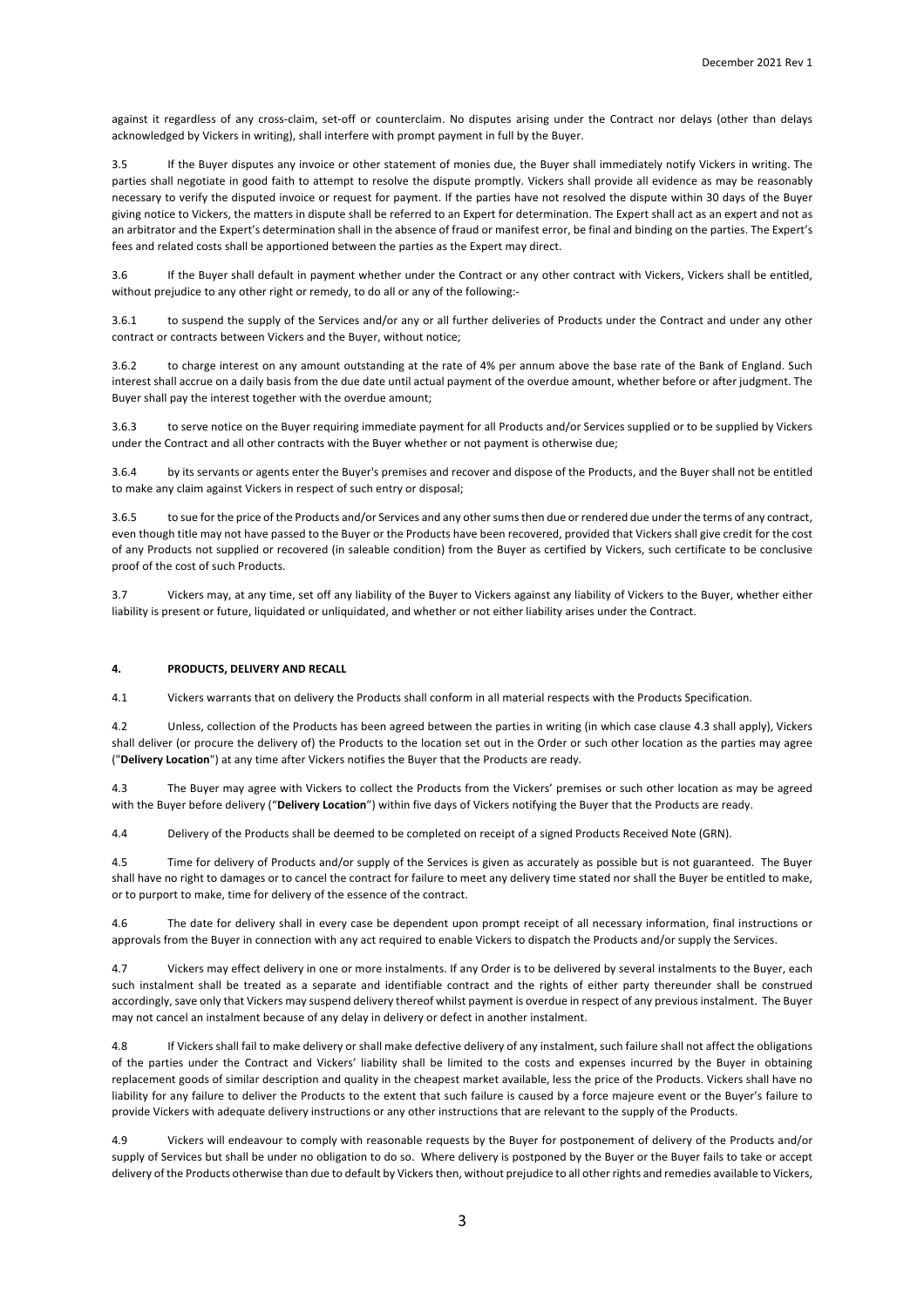against it regardless of any cross-claim, set-off or counterclaim. No disputes arising under the Contract nor delays (other than delays acknowledged by Vickers in writing), shall interfere with prompt payment in full by the Buyer.

3.5 If the Buyer disputes any invoice or other statement of monies due, the Buyer shall immediately notify Vickers in writing. The parties shall negotiate in good faith to attempt to resolve the dispute promptly. Vickers shall provide all evidence as may be reasonably necessary to verify the disputed invoice or request for payment. If the parties have not resolved the dispute within 30 days of the Buyer giving notice to Vickers, the matters in dispute shall be referred to an Expert for determination. The Expert shall act as an expert and not as an arbitrator and the Expert's determination shall in the absence of fraud or manifest error, be final and binding on the parties. The Expert's fees and related costs shall be apportioned between the parties as the Expert may direct.

3.6 If the Buyer shall default in payment whether under the Contract or any other contract with Vickers, Vickers shall be entitled, without prejudice to any other right or remedy, to do all or any of the following:-

3.6.1 to suspend the supply of the Services and/or any or all further deliveries of Products under the Contract and under any other contract or contracts between Vickers and the Buyer, without notice;

3.6.2 to charge interest on any amount outstanding at the rate of 4% per annum above the base rate of the Bank of England. Such interest shall accrue on a daily basis from the due date until actual payment of the overdue amount, whether before or after judgment. The Buyer shall pay the interest together with the overdue amount;

3.6.3 to serve notice on the Buyer requiring immediate payment for all Products and/or Services supplied or to be supplied by Vickers under the Contract and all other contracts with the Buyer whether or not payment is otherwise due;

3.6.4 by its servants or agents enter the Buyer's premises and recover and dispose of the Products, and the Buyer shall not be entitled to make any claim against Vickers in respect of such entry or disposal;

3.6.5 to sue for the price of the Products and/or Services and any other sums then due or rendered due under the terms of any contract, even though title may not have passed to the Buyer or the Products have been recovered, provided that Vickers shall give credit for the cost of any Products not supplied or recovered (in saleable condition) from the Buyer as certified by Vickers, such certificate to be conclusive proof of the cost of such Products.

3.7 Vickers may, at any time, set off any liability of the Buyer to Vickers against any liability of Vickers to the Buyer, whether either liability is present or future, liquidated or unliquidated, and whether or not either liability arises under the Contract.

#### 4. PRODUCTS, DELIVERY AND RECALL

4.1 Vickers warrants that on delivery the Products shall conform in all material respects with the Products Specification.

4.2 Unless, collection of the Products has been agreed between the parties in writing (in which case clause 4.3 shall apply), Vickers shall deliver (or procure the delivery of) the Products to the location set out in the Order or such other location as the parties may agree ("**Delivery Location**") at any time after Vickers notifies the Buyer that the Products are ready.

4.3 The Buyer may agree with Vickers to collect the Products from the Vickers' premises or such other location as may be agreed with the Buyer before delivery ("**Delivery Location**") within five days of Vickers notifying the Buyer that the Products are ready.

4.4 Delivery of the Products shall be deemed to be completed on receipt of a signed Products Received Note (GRN).

4.5 Time for delivery of Products and/or supply of the Services is given as accurately as possible but is not guaranteed. The Buyer shall have no right to damages or to cancel the contract for failure to meet any delivery time stated nor shall the Buyer be entitled to make, or to purport to make, time for delivery of the essence of the contract.

4.6 The date for delivery shall in every case be dependent upon prompt receipt of all necessary information, final instructions or approvals from the Buyer in connection with any act required to enable Vickers to dispatch the Products and/or supply the Services.

4.7 Vickers may effect delivery in one or more instalments. If any Order is to be delivered by several instalments to the Buyer, each such instalment shall be treated as a separate and identifiable contract and the rights of either party thereunder shall be construed accordingly, save only that Vickers may suspend delivery thereof whilst payment is overdue in respect of any previous instalment. The Buyer may not cancel an instalment because of any delay in delivery or defect in another instalment.

4.8 If Vickers shall fail to make delivery or shall make defective delivery of any instalment, such failure shall not affect the obligations of the parties under the Contract and Vickers' liability shall be limited to the costs and expenses incurred by the Buyer in obtaining replacement goods of similar description and quality in the cheapest market available, less the price of the Products. Vickers shall have no liability for any failure to deliver the Products to the extent that such failure is caused by a force majeure event or the Buyer's failure to provide Vickers with adequate delivery instructions or any other instructions that are relevant to the supply of the Products.

4.9 Vickers will endeavour to comply with reasonable requests by the Buyer for postponement of delivery of the Products and/or supply of Services but shall be under no obligation to do so. Where delivery is postponed by the Buyer or the Buyer fails to take or accept delivery of the Products otherwise than due to default by Vickers then, without prejudice to all other rights and remedies available to Vickers,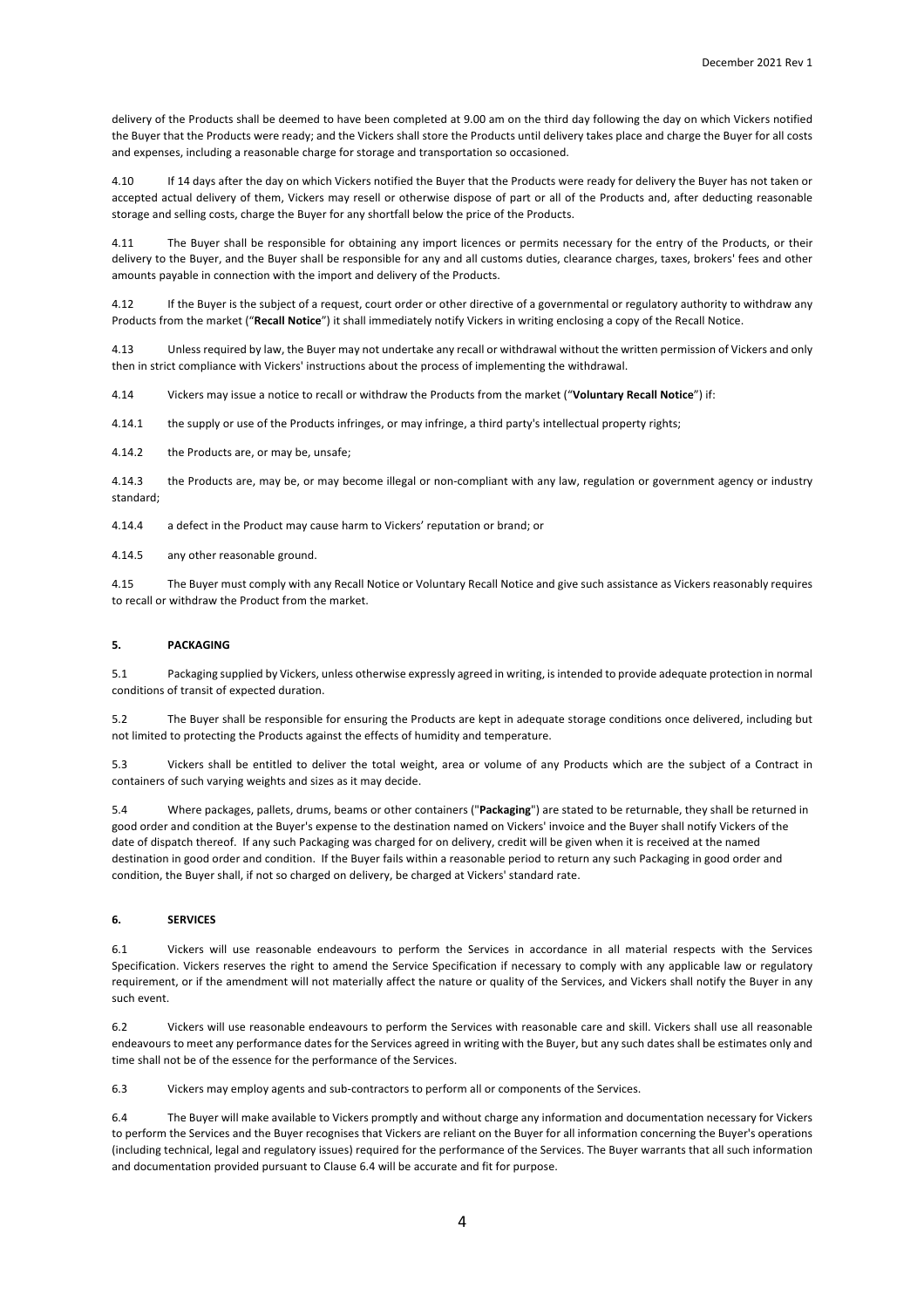delivery of the Products shall be deemed to have been completed at 9.00 am on the third day following the day on which Vickers notified the Buyer that the Products were ready; and the Vickers shall store the Products until delivery takes place and charge the Buyer for all costs and expenses, including a reasonable charge for storage and transportation so occasioned.

4.10 If 14 days after the day on which Vickers notified the Buyer that the Products were ready for delivery the Buyer has not taken or accepted actual delivery of them, Vickers may resell or otherwise dispose of part or all of the Products and, after deducting reasonable storage and selling costs, charge the Buyer for any shortfall below the price of the Products.

4.11 The Buyer shall be responsible for obtaining any import licences or permits necessary for the entry of the Products, or their delivery to the Buyer, and the Buyer shall be responsible for any and all customs duties, clearance charges, taxes, brokers' fees and other amounts payable in connection with the import and delivery of the Products.

4.12 If the Buyer is the subject of a request, court order or other directive of a governmental or regulatory authority to withdraw any Products from the market ("**Recall Notice**") it shall immediately notify Vickers in writing enclosing a copy of the Recall Notice.

4.13 Unless required by law, the Buyer may not undertake any recall or withdrawal without the written permission of Vickers and only then in strict compliance with Vickers' instructions about the process of implementing the withdrawal.

4.14 Vickers may issue a notice to recall or withdraw the Products from the market ("**Voluntary Recall Notice**") if:

4.14.1 the supply or use of the Products infringes, or may infringe, a third party's intellectual property rights;

4.14.2 the Products are, or may be, unsafe;

4.14.3 the Products are, may be, or may become illegal or non-compliant with any law, regulation or government agency or industry standard;

4.14.4 a defect in the Product may cause harm to Vickers' reputation or brand; or

4.14.5 any other reasonable ground.

4.15 The Buyer must comply with any Recall Notice or Voluntary Recall Notice and give such assistance as Vickers reasonably requires to recall or withdraw the Product from the market.

## 5. PACKAGING

5.1 Packaging supplied by Vickers, unless otherwise expressly agreed in writing, is intended to provide adequate protection in normal conditions of transit of expected duration.

5.2 The Buyer shall be responsible for ensuring the Products are kept in adequate storage conditions once delivered, including but not limited to protecting the Products against the effects of humidity and temperature.

5.3 Vickers shall be entitled to deliver the total weight, area or volume of any Products which are the subject of a Contract in containers of such varying weights and sizes as it may decide.

5.4 Where packages, pallets, drums, beams or other containers ("**Packaging**") are stated to be returnable, they shall be returned in good order and condition at the Buyer's expense to the destination named on Vickers' invoice and the Buyer shall notify Vickers of the date of dispatch thereof. If any such Packaging was charged for on delivery, credit will be given when it is received at the named destination in good order and condition. If the Buyer fails within a reasonable period to return any such Packaging in good order and condition, the Buyer shall, if not so charged on delivery, be charged at Vickers' standard rate.

## 6. SERVICES

6.1 Vickers will use reasonable endeavours to perform the Services in accordance in all material respects with the Services Specification. Vickers reserves the right to amend the Service Specification if necessary to comply with any applicable law or regulatory requirement, or if the amendment will not materially affect the nature or quality of the Services, and Vickers shall notify the Buyer in any such event.

6.2 Vickers will use reasonable endeavours to perform the Services with reasonable care and skill. Vickers shall use all reasonable endeavours to meet any performance dates for the Services agreed in writing with the Buyer, but any such dates shall be estimates only and time shall not be of the essence for the performance of the Services.

6.3 Vickers may employ agents and sub-contractors to perform all or components of the Services.

6.4 The Buyer will make available to Vickers promptly and without charge any information and documentation necessary for Vickers to perform the Services and the Buyer recognises that Vickers are reliant on the Buyer for all information concerning the Buyer's operations (including technical, legal and regulatory issues) required for the performance of the Services. The Buyer warrants that all such information and documentation provided pursuant to Clause 6.4 will be accurate and fit for purpose.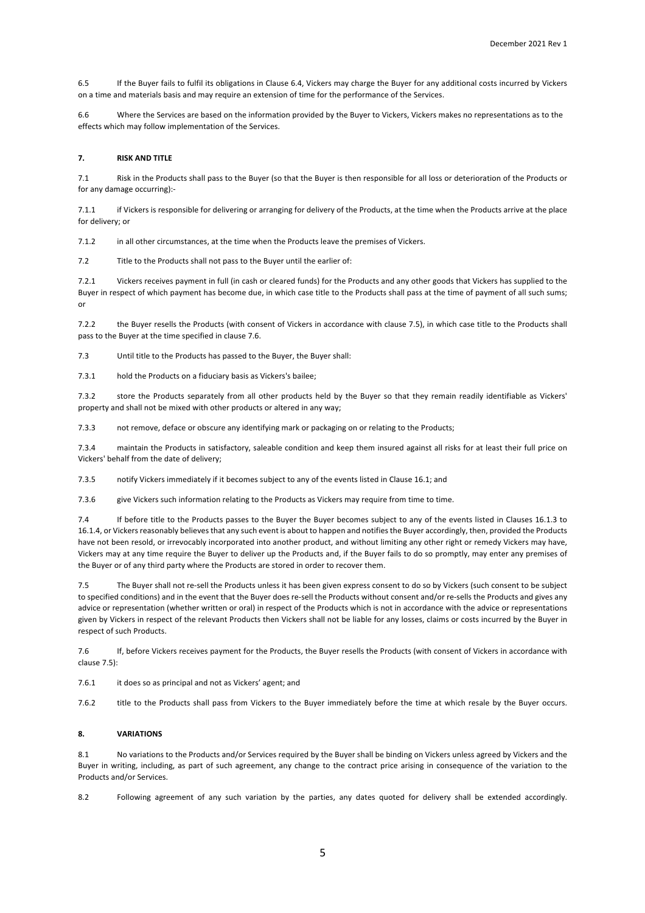6.5 If the Buyer fails to fulfil its obligations in Clause 6.4, Vickers may charge the Buyer for any additional costs incurred by Vickers on a time and materials basis and may require an extension of time for the performance of the Services.

6.6 Where the Services are based on the information provided by the Buyer to Vickers, Vickers makes no representations as to the effects which may follow implementation of the Services.

## 7. RISK AND TITLE

7.1 Risk in the Products shall pass to the Buyer (so that the Buyer is then responsible for all loss or deterioration of the Products or for any damage occurring):-

7.1.1 if Vickers is responsible for delivering or arranging for delivery of the Products, at the time when the Products arrive at the place for delivery; or

7.1.2 in all other circumstances, at the time when the Products leave the premises of Vickers.

7.2 Title to the Products shall not pass to the Buyer until the earlier of:

7.2.1 Vickers receives payment in full (in cash or cleared funds) for the Products and any other goods that Vickers has supplied to the Buyer in respect of which payment has become due, in which case title to the Products shall pass at the time of payment of all such sums; or

7.2.2 the Buyer resells the Products (with consent of Vickers in accordance with clause 7.5), in which case title to the Products shall pass to the Buyer at the time specified in clause 7.6.

7.3 Until title to the Products has passed to the Buyer, the Buyer shall:

7.3.1 hold the Products on a fiduciary basis as Vickers's bailee;

7.3.2 store the Products separately from all other products held by the Buyer so that they remain readily identifiable as Vickers' property and shall not be mixed with other products or altered in any way;

7.3.3 not remove, deface or obscure any identifying mark or packaging on or relating to the Products;

7.3.4 maintain the Products in satisfactory, saleable condition and keep them insured against all risks for at least their full price on Vickers' behalf from the date of delivery;

7.3.5 notify Vickers immediately if it becomes subject to any of the events listed in Clause 16.1; and

7.3.6 give Vickers such information relating to the Products as Vickers may require from time to time.

7.4 If before title to the Products passes to the Buyer the Buyer becomes subject to any of the events listed in Clauses 16.1.3 to 16.1.4, or Vickers reasonably believes that any such event is about to happen and notifies the Buyer accordingly, then, provided the Products have not been resold, or irrevocably incorporated into another product, and without limiting any other right or remedy Vickers may have, Vickers may at any time require the Buyer to deliver up the Products and, if the Buyer fails to do so promptly, may enter any premises of the Buyer or of any third party where the Products are stored in order to recover them.

7.5 The Buyer shall not re-sell the Products unless it has been given express consent to do so by Vickers (such consent to be subject to specified conditions) and in the event that the Buyer does re-sell the Products without consent and/or re-sells the Products and gives any advice or representation (whether written or oral) in respect of the Products which is not in accordance with the advice or representations given by Vickers in respect of the relevant Products then Vickers shall not be liable for any losses, claims or costs incurred by the Buyer in respect of such Products.

7.6 If, before Vickers receives payment for the Products, the Buyer resells the Products (with consent of Vickers in accordance with clause 7.5):

7.6.1 it does so as principal and not as Vickers' agent; and

7.6.2 title to the Products shall pass from Vickers to the Buyer immediately before the time at which resale by the Buyer occurs.

## 8. VARIATIONS

8.1 No variations to the Products and/or Services required by the Buyer shall be binding on Vickers unless agreed by Vickers and the Buyer in writing, including, as part of such agreement, any change to the contract price arising in consequence of the variation to the Products and/or Services.

8.2 Following agreement of any such variation by the parties, any dates quoted for delivery shall be extended accordingly.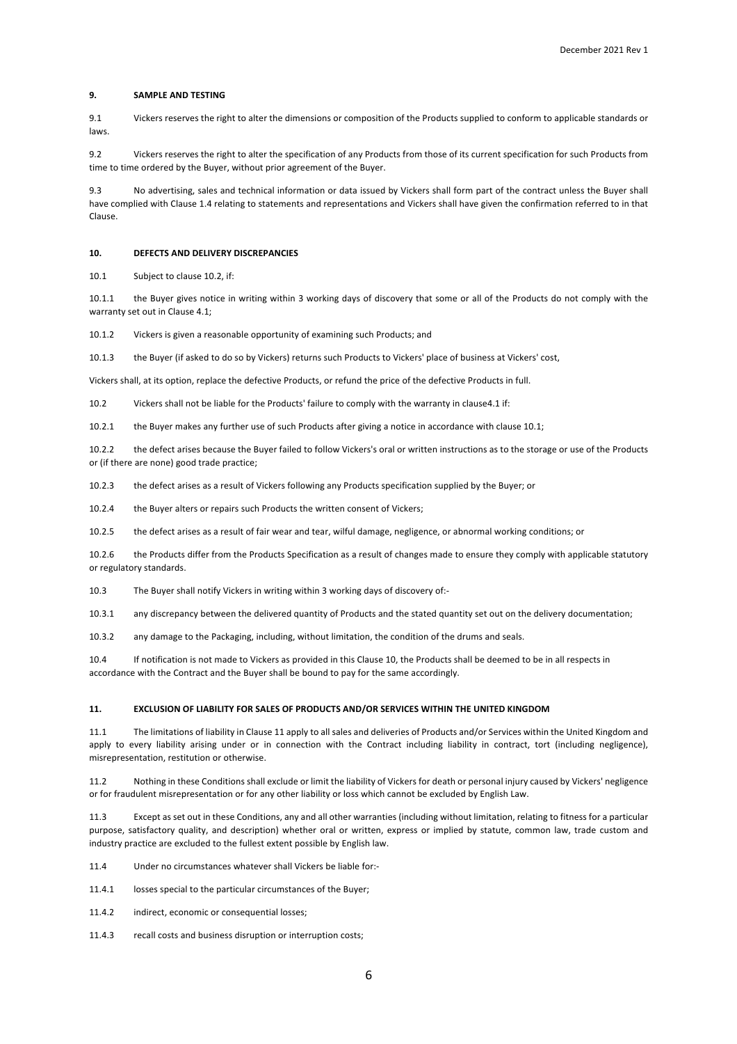### 9. SAMPLE AND TESTING

9.1 Vickers reserves the right to alter the dimensions or composition of the Products supplied to conform to applicable standards or laws.

9.2 Vickers reserves the right to alter the specification of any Products from those of its current specification for such Products from time to time ordered by the Buyer, without prior agreement of the Buyer.

9.3 No advertising, sales and technical information or data issued by Vickers shall form part of the contract unless the Buyer shall have complied with Clause 1.4 relating to statements and representations and Vickers shall have given the confirmation referred to in that Clause.

### 10. DEFECTS AND DELIVERY DISCREPANCIES

10.1 Subject to clause 10.2, if:

10.1.1 the Buyer gives notice in writing within 3 working days of discovery that some or all of the Products do not comply with the warranty set out in Clause 4.1;

10.1.2 Vickers is given a reasonable opportunity of examining such Products; and

10.1.3 the Buyer (if asked to do so by Vickers) returns such Products to Vickers' place of business at Vickers' cost,

Vickers shall, at its option, replace the defective Products, or refund the price of the defective Products in full.

10.2 Vickers shall not be liable for the Products' failure to comply with the warranty in clause4.1 if:

10.2.1 the Buyer makes any further use of such Products after giving a notice in accordance with clause 10.1;

10.2.2 the defect arises because the Buyer failed to follow Vickers's oral or written instructions as to the storage or use of the Products or (if there are none) good trade practice;

10.2.3 the defect arises as a result of Vickers following any Products specification supplied by the Buyer; or

10.2.4 the Buyer alters or repairs such Products the written consent of Vickers;

10.2.5 the defect arises as a result of fair wear and tear, wilful damage, negligence, or abnormal working conditions; or

10.2.6 the Products differ from the Products Specification as a result of changes made to ensure they comply with applicable statutory or regulatory standards.

10.3 The Buyer shall notify Vickers in writing within 3 working days of discovery of:-

10.3.1 any discrepancy between the delivered quantity of Products and the stated quantity set out on the delivery documentation;

10.3.2 any damage to the Packaging, including, without limitation, the condition of the drums and seals.

10.4 If notification is not made to Vickers as provided in this Clause 10, the Products shall be deemed to be in all respects in accordance with the Contract and the Buyer shall be bound to pay for the same accordingly.

### 11. EXCLUSION OF LIABILITY FOR SALES OF PRODUCTS AND/OR SERVICES WITHIN THE UNITED KINGDOM

11.1 The limitations of liability in Clause 11 apply to all sales and deliveries of Products and/or Services within the United Kingdom and apply to every liability arising under or in connection with the Contract including liability in contract, tort (including negligence), misrepresentation, restitution or otherwise.

11.2 Nothing in these Conditions shall exclude or limit the liability of Vickers for death or personal injury caused by Vickers' negligence or for fraudulent misrepresentation or for any other liability or loss which cannot be excluded by English Law.

11.3 Except as set out in these Conditions, any and all other warranties (including without limitation, relating to fitness for a particular purpose, satisfactory quality, and description) whether oral or written, express or implied by statute, common law, trade custom and industry practice are excluded to the fullest extent possible by English law.

11.4 Under no circumstances whatever shall Vickers be liable for:-

11.4.1 losses special to the particular circumstances of the Buyer;

11.4.2 indirect, economic or consequential losses;

11.4.3 recall costs and business disruption or interruption costs;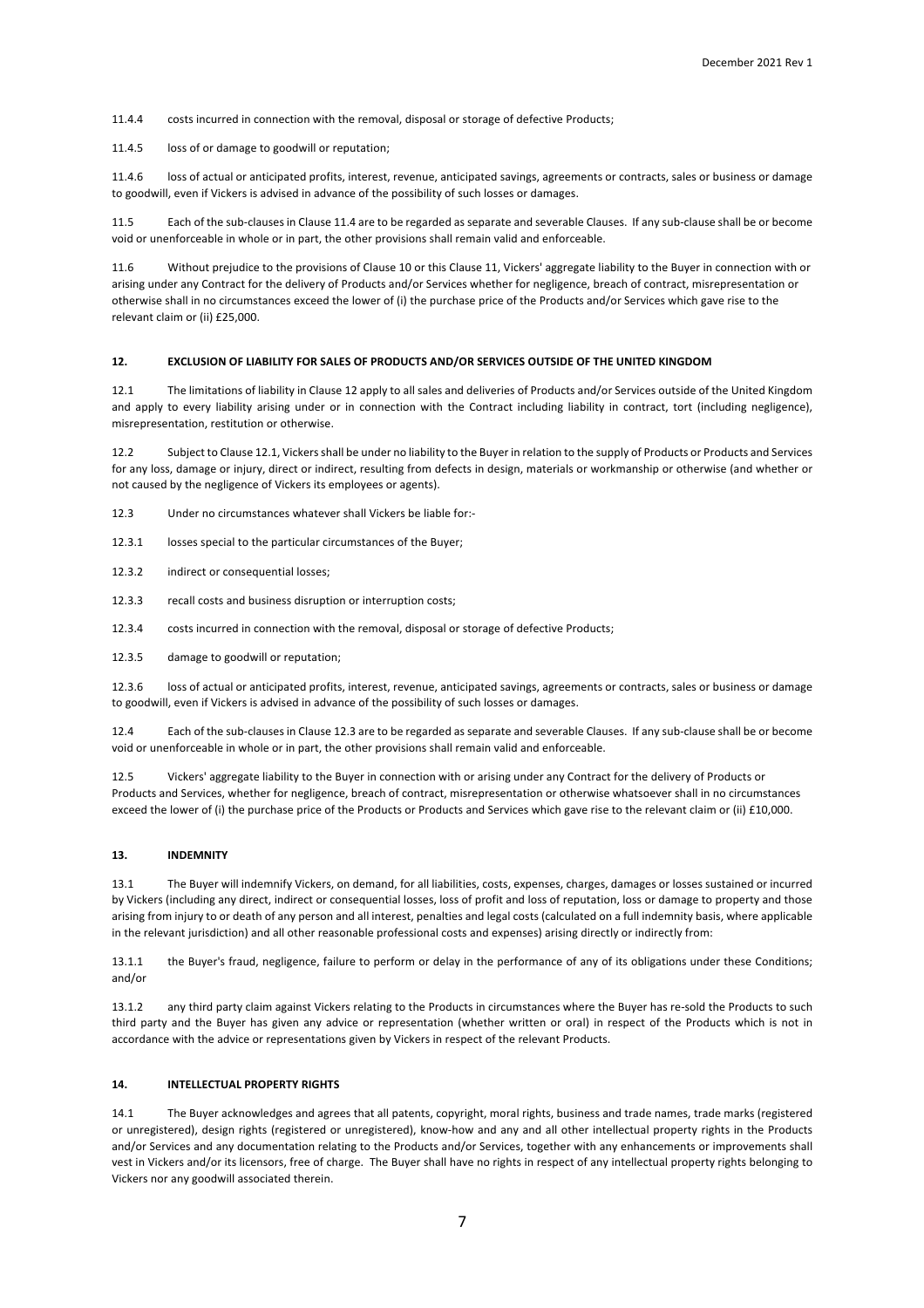11.4.4 costs incurred in connection with the removal, disposal or storage of defective Products;

11.4.5 loss of or damage to goodwill or reputation;

11.4.6 loss of actual or anticipated profits, interest, revenue, anticipated savings, agreements or contracts, sales or business or damage to goodwill, even if Vickers is advised in advance of the possibility of such losses or damages.

11.5 Each of the sub-clauses in Clause 11.4 are to be regarded as separate and severable Clauses. If any sub-clause shall be or become void or unenforceable in whole or in part, the other provisions shall remain valid and enforceable.

11.6 Without prejudice to the provisions of Clause 10 or this Clause 11, Vickers' aggregate liability to the Buyer in connection with or arising under any Contract for the delivery of Products and/or Services whether for negligence, breach of contract, misrepresentation or otherwise shall in no circumstances exceed the lower of (i) the purchase price of the Products and/or Services which gave rise to the relevant claim or (ii) £25,000.

## 12. EXCLUSION OF LIABILITY FOR SALES OF PRODUCTS AND/OR SERVICES OUTSIDE OF THE UNITED KINGDOM

12.1 The limitations of liability in Clause 12 apply to all sales and deliveries of Products and/or Services outside of the United Kingdom and apply to every liability arising under or in connection with the Contract including liability in contract, tort (including negligence), misrepresentation, restitution or otherwise.

12.2 Subject to Clause 12.1, Vickers shall be under no liability to the Buyer in relation to the supply of Products or Products and Services for any loss, damage or injury, direct or indirect, resulting from defects in design, materials or workmanship or otherwise (and whether or not caused by the negligence of Vickers its employees or agents).

12.3 Under no circumstances whatever shall Vickers be liable for:-

12.3.1 losses special to the particular circumstances of the Buyer;

12.3.2 indirect or consequential losses;

12.3.3 recall costs and business disruption or interruption costs;

12.3.4 costs incurred in connection with the removal, disposal or storage of defective Products;

12.3.5 damage to goodwill or reputation;

12.3.6 loss of actual or anticipated profits, interest, revenue, anticipated savings, agreements or contracts, sales or business or damage to goodwill, even if Vickers is advised in advance of the possibility of such losses or damages.

12.4 Each of the sub-clauses in Clause 12.3 are to be regarded as separate and severable Clauses. If any sub-clause shall be or become void or unenforceable in whole or in part, the other provisions shall remain valid and enforceable.

12.5 Vickers' aggregate liability to the Buyer in connection with or arising under any Contract for the delivery of Products or Products and Services, whether for negligence, breach of contract, misrepresentation or otherwise whatsoever shall in no circumstances exceed the lower of (i) the purchase price of the Products or Products and Services which gave rise to the relevant claim or (ii) £10,000.

## 13. INDEMNITY

13.1 The Buyer will indemnify Vickers, on demand, for all liabilities, costs, expenses, charges, damages or losses sustained or incurred by Vickers (including any direct, indirect or consequential losses, loss of profit and loss of reputation, loss or damage to property and those arising from injury to or death of any person and all interest, penalties and legal costs (calculated on a full indemnity basis, where applicable in the relevant jurisdiction) and all other reasonable professional costs and expenses) arising directly or indirectly from:

13.1.1 the Buyer's fraud, negligence, failure to perform or delay in the performance of any of its obligations under these Conditions; and/or

13.1.2 any third party claim against Vickers relating to the Products in circumstances where the Buyer has re-sold the Products to such third party and the Buyer has given any advice or representation (whether written or oral) in respect of the Products which is not in accordance with the advice or representations given by Vickers in respect of the relevant Products.

## 14. INTELLECTUAL PROPERTY RIGHTS

14.1 The Buyer acknowledges and agrees that all patents, copyright, moral rights, business and trade names, trade marks (registered or unregistered), design rights (registered or unregistered), know-how and any and all other intellectual property rights in the Products and/or Services and any documentation relating to the Products and/or Services, together with any enhancements or improvements shall vest in Vickers and/or its licensors, free of charge. The Buyer shall have no rights in respect of any intellectual property rights belonging to Vickers nor any goodwill associated therein.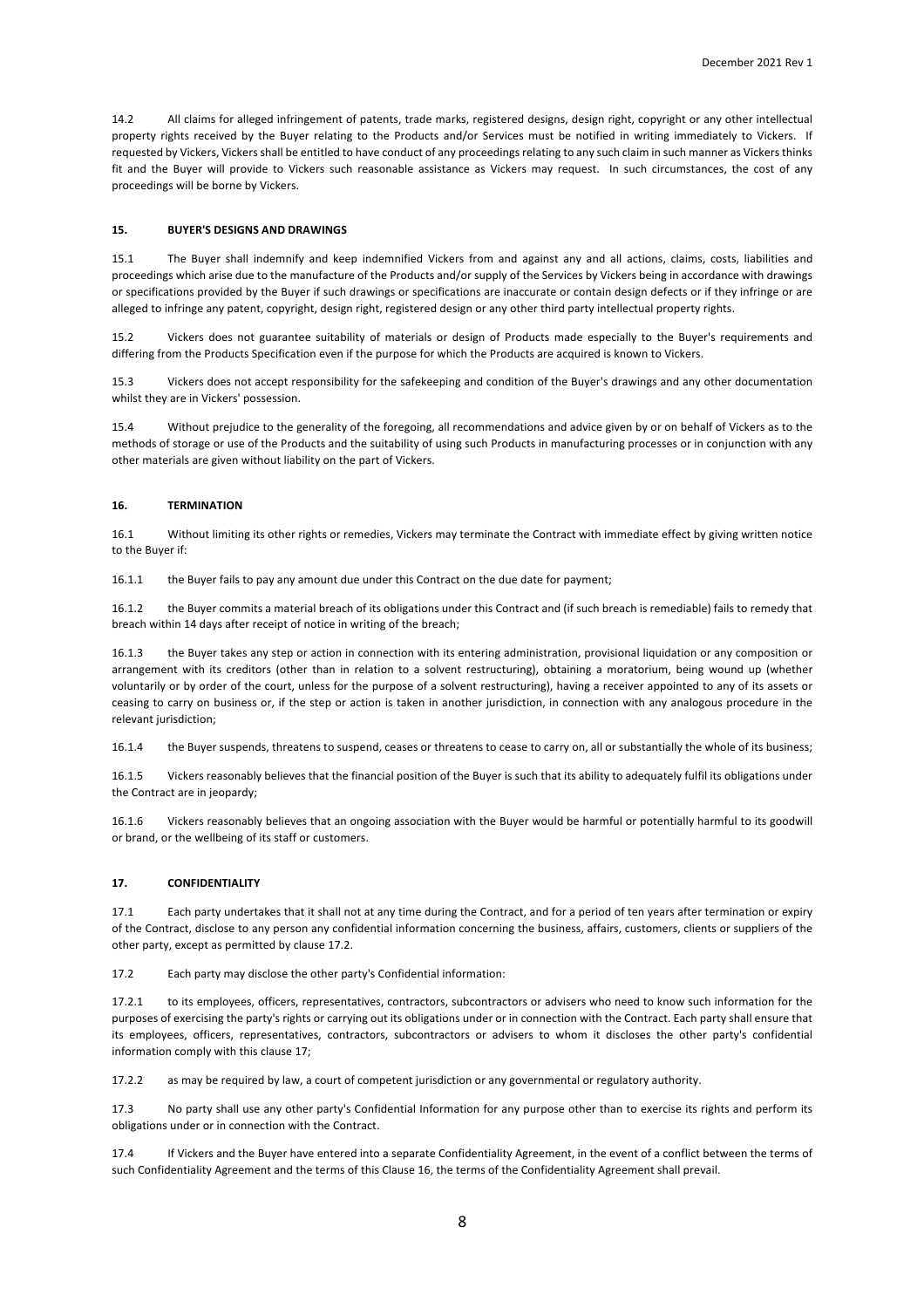14.2 All claims for alleged infringement of patents, trade marks, registered designs, design right, copyright or any other intellectual property rights received by the Buyer relating to the Products and/or Services must be notified in writing immediately to Vickers. If requested by Vickers, Vickers shall be entitled to have conduct of any proceedings relating to any such claim in such manner as Vickers thinks fit and the Buyer will provide to Vickers such reasonable assistance as Vickers may request. In such circumstances, the cost of any proceedings will be borne by Vickers.

### 15. BUYER'S DESIGNS AND DRAWINGS

15.1 The Buyer shall indemnify and keep indemnified Vickers from and against any and all actions, claims, costs, liabilities and proceedings which arise due to the manufacture of the Products and/or supply of the Services by Vickers being in accordance with drawings or specifications provided by the Buyer if such drawings or specifications are inaccurate or contain design defects or if they infringe or are alleged to infringe any patent, copyright, design right, registered design or any other third party intellectual property rights.

15.2 Vickers does not guarantee suitability of materials or design of Products made especially to the Buyer's requirements and differing from the Products Specification even if the purpose for which the Products are acquired is known to Vickers.

15.3 Vickers does not accept responsibility for the safekeeping and condition of the Buyer's drawings and any other documentation whilst they are in Vickers' possession.

15.4 Without prejudice to the generality of the foregoing, all recommendations and advice given by or on behalf of Vickers as to the methods of storage or use of the Products and the suitability of using such Products in manufacturing processes or in conjunction with any other materials are given without liability on the part of Vickers.

### 16. TERMINATION

16.1 Without limiting its other rights or remedies, Vickers may terminate the Contract with immediate effect by giving written notice to the Buyer if:

16.1.1 the Buyer fails to pay any amount due under this Contract on the due date for payment;

16.1.2 the Buyer commits a material breach of its obligations under this Contract and (if such breach is remediable) fails to remedy that breach within 14 days after receipt of notice in writing of the breach;

16.1.3 the Buyer takes any step or action in connection with its entering administration, provisional liquidation or any composition or arrangement with its creditors (other than in relation to a solvent restructuring), obtaining a moratorium, being wound up (whether voluntarily or by order of the court, unless for the purpose of a solvent restructuring), having a receiver appointed to any of its assets or ceasing to carry on business or, if the step or action is taken in another jurisdiction, in connection with any analogous procedure in the relevant jurisdiction;

16.1.4 the Buyer suspends, threatens to suspend, ceases or threatens to cease to carry on, all or substantially the whole of its business;

16.1.5 Vickers reasonably believes that the financial position of the Buyer is such that its ability to adequately fulfil its obligations under the Contract are in jeopardy;

16.1.6 Vickers reasonably believes that an ongoing association with the Buyer would be harmful or potentially harmful to its goodwill or brand, or the wellbeing of its staff or customers.

### 17. CONFIDENTIALITY

17.1 Each party undertakes that it shall not at any time during the Contract, and for a period of ten years after termination or expiry of the Contract, disclose to any person any confidential information concerning the business, affairs, customers, clients or suppliers of the other party, except as permitted by clause 17.2.

17.2 Each party may disclose the other party's Confidential information:

17.2.1 to its employees, officers, representatives, contractors, subcontractors or advisers who need to know such information for the purposes of exercising the party's rights or carrying out its obligations under or in connection with the Contract. Each party shall ensure that its employees, officers, representatives, contractors, subcontractors or advisers to whom it discloses the other party's confidential information comply with this clause 17;

17.2.2 as may be required by law, a court of competent jurisdiction or any governmental or regulatory authority.

17.3 No party shall use any other party's Confidential Information for any purpose other than to exercise its rights and perform its obligations under or in connection with the Contract.

17.4 If Vickers and the Buyer have entered into a separate Confidentiality Agreement, in the event of a conflict between the terms of such Confidentiality Agreement and the terms of this Clause 16, the terms of the Confidentiality Agreement shall prevail.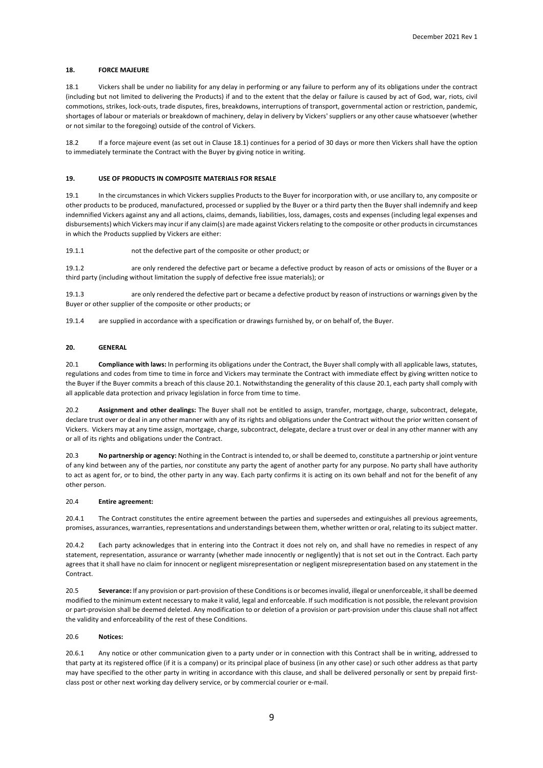## 18. FORCE MAJEURE

18.1 Vickers shall be under no liability for any delay in performing or any failure to perform any of its obligations under the contract (including but not limited to delivering the Products) if and to the extent that the delay or failure is caused by act of God, war, riots, civil commotions, strikes, lock-outs, trade disputes, fires, breakdowns, interruptions of transport, governmental action or restriction, pandemic, shortages of labour or materials or breakdown of machinery, delay in delivery by Vickers' suppliers or any other cause whatsoever (whether or not similar to the foregoing) outside of the control of Vickers.

18.2 If a force majeure event (as set out in Clause 18.1) continues for a period of 30 days or more then Vickers shall have the option to immediately terminate the Contract with the Buyer by giving notice in writing.

## 19. USE OF PRODUCTS IN COMPOSITE MATERIALS FOR RESALE

19.1 In the circumstances in which Vickers supplies Products to the Buyer for incorporation with, or use ancillary to, any composite or other products to be produced, manufactured, processed or supplied by the Buyer or a third party then the Buyer shall indemnify and keep indemnified Vickers against any and all actions, claims, demands, liabilities, loss, damages, costs and expenses (including legal expenses and disbursements) which Vickers may incur if any claim(s) are made against Vickers relating to the composite or other products in circumstances in which the Products supplied by Vickers are either:

19.1.1 not the defective part of the composite or other product; or

19.1.2 are only rendered the defective part or became a defective product by reason of acts or omissions of the Buyer or a third party (including without limitation the supply of defective free issue materials); or

19.1.3 are only rendered the defective part or became a defective product by reason of instructions or warnings given by the Buyer or other supplier of the composite or other products; or

19.1.4 are supplied in accordance with a specification or drawings furnished by, or on behalf of, the Buyer.

## 20. GENERAL

20.1 **Compliance with laws:** In performing its obligations under the Contract, the Buyer shall comply with all applicable laws, statutes, regulations and codes from time to time in force and Vickers may terminate the Contract with immediate effect by giving written notice to the Buyer if the Buyer commits a breach of this clause 20.1. Notwithstanding the generality of this clause 20.1, each party shall comply with all applicable data protection and privacy legislation in force from time to time.

20.2 **Assignment and other dealings:** The Buyer shall not be entitled to assign, transfer, mortgage, charge, subcontract, delegate, declare trust over or deal in any other manner with any of its rights and obligations under the Contract without the prior written consent of Vickers. Vickers may at any time assign, mortgage, charge, subcontract, delegate, declare a trust over or deal in any other manner with any or all of its rights and obligations under the Contract.

20.3 **No partnership or agency:** Nothing in the Contract is intended to, or shall be deemed to, constitute a partnership or joint venture of any kind between any of the parties, nor constitute any party the agent of another party for any purpose. No party shall have authority to act as agent for, or to bind, the other party in any way. Each party confirms it is acting on its own behalf and not for the benefit of any other person.

20.4 **Entire agreement:**

20.4.1 The Contract constitutes the entire agreement between the parties and supersedes and extinguishes all previous agreements, promises, assurances, warranties, representations and understandings between them, whether written or oral, relating to its subject matter.

20.4.2 Each party acknowledges that in entering into the Contract it does not rely on, and shall have no remedies in respect of any statement, representation, assurance or warranty (whether made innocently or negligently) that is not set out in the Contract. Each party agrees that it shall have no claim for innocent or negligent misrepresentation or negligent misrepresentation based on any statement in the Contract.

20.5 **Severance:** If any provision or part-provision of these Conditions is or becomes invalid, illegal or unenforceable, it shall be deemed modified to the minimum extent necessary to make it valid, legal and enforceable. If such modification is not possible, the relevant provision or part-provision shall be deemed deleted. Any modification to or deletion of a provision or part-provision under this clause shall not affect the validity and enforceability of the rest of these Conditions.

20.6 **Notices:**

20.6.1 Any notice or other communication given to a party under or in connection with this Contract shall be in writing, addressed to that party at its registered office (if it is a company) or its principal place of business (in any other case) or such other address as that party may have specified to the other party in writing in accordance with this clause, and shall be delivered personally or sent by prepaid first-class post or other next working day delivery service, or by commercial courier or e-mail.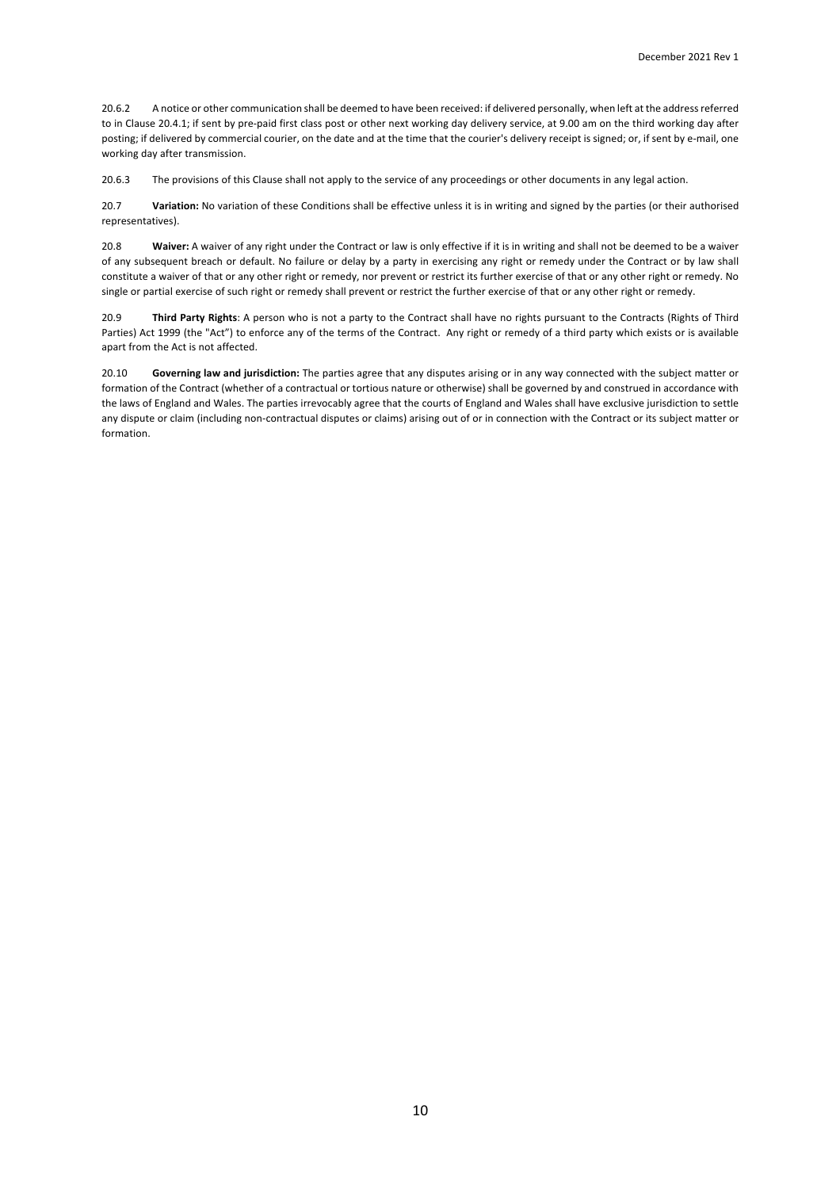20.6.2 A notice or other communication shall be deemed to have been received: if delivered personally, when left at the address referred to in Clause 20.4.1; if sent by pre-paid first class post or other next working day delivery service, at 9.00 am on the third working day after posting; if delivered by commercial courier, on the date and at the time that the courier's delivery receipt is signed; or, if sent by e-mail, one working day after transmission.

20.6.3 The provisions of this Clause shall not apply to the service of any proceedings or other documents in any legal action.

20.7 **Variation:** No variation of these Conditions shall be effective unless it is in writing and signed by the parties (or their authorised representatives).

20.8 **Waiver:** A waiver of any right under the Contract or law is only effective if it is in writing and shall not be deemed to be a waiver of any subsequent breach or default. No failure or delay by a party in exercising any right or remedy under the Contract or by law shall constitute a waiver of that or any other right or remedy, nor prevent or restrict its further exercise of that or any other right or remedy. No single or partial exercise of such right or remedy shall prevent or restrict the further exercise of that or any other right or remedy.

20.9 **Third Party Rights**: A person who is not a party to the Contract shall have no rights pursuant to the Contracts (Rights of Third Parties) Act 1999 (the "Act") to enforce any of the terms of the Contract. Any right or remedy of a third party which exists or is available apart from the Act is not affected.

20.10 **Governing law and jurisdiction:** The parties agree that any disputes arising or in any way connected with the subject matter or formation of the Contract (whether of a contractual or tortious nature or otherwise) shall be governed by and construed in accordance with the laws of England and Wales. The parties irrevocably agree that the courts of England and Wales shall have exclusive jurisdiction to settle any dispute or claim (including non-contractual disputes or claims) arising out of or in connection with the Contract or its subject matter or formation.